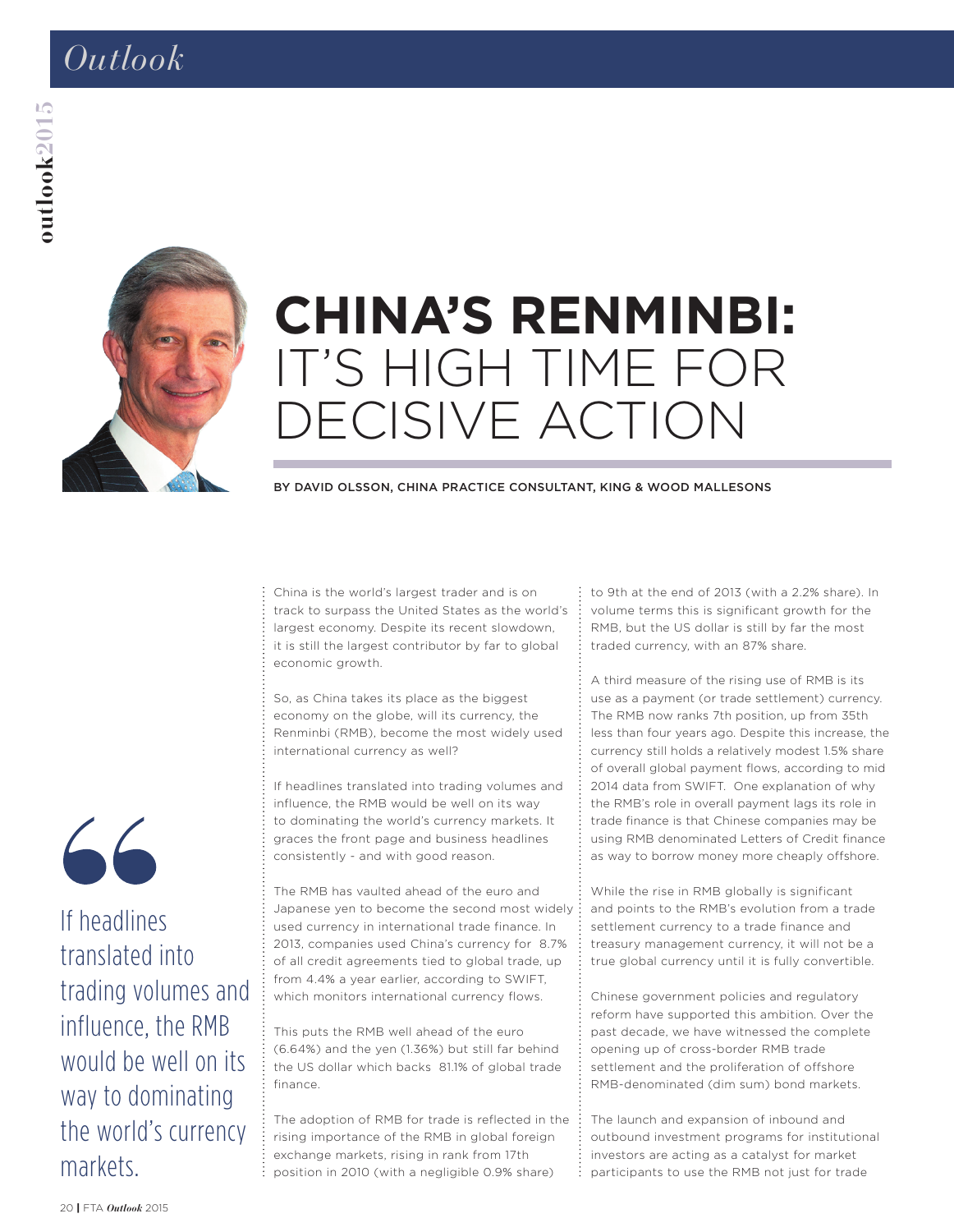# CHINA'S RENMINBI: IT'S HIGH TIME FOR DECISIVE ACTION

BY DAVID OLSSON, CHINA PRACTICE CONSULTANT, KING & WOOD MALLESONS

> If headlines translated into trading volumes and influence, the RMB would be well on its way to dominating the world's currency markets.

China is the world's largest trader and is on track to surpass the United States as the world's largest economy. Despite its recent slowdown, it is still the largest contributor by far to global economic growth.

So, as China takes its place as the biggest economy on the globe, will its currency, the Renminbi (RMB), become the most widely used international currency as well?

If headlines translated into trading volumes and influence, the RMB would be well on its way to dominating the world's currency markets. It graces the front page and business headlines consistently - and with good reason.

The RMB has vaulted ahead of the euro and Japanese yen to become the second most widely used currency in international trade finance. In 2013, companies used China's currency for 8.7% of all credit agreements tied to global trade, up from 4.4% a year earlier, according to SWIFT, which monitors international currency flows.

This puts the RMB well ahead of the euro (6.64%) and the yen (1.36%) but still far behind the US dollar which backs 81.1% of global trade finance.

The adoption of RMB for trade is reflected in the rising importance of the RMB in global foreign exchange markets, rising in rank from 17th position in 2010 (with a negligible 0.9% share) to 9th at the end of 2013 (with a 2.2% share). In volume terms this is significant growth for the RMB, but the US dollar is still by far the most traded currency, with an 87% share.

A third measure of the rising use of RMB is its use as a payment (or trade settlement) currency. The RMB now ranks 7th position, up from 35th less than four years ago. Despite this increase, the currency still holds a relatively modest 1.5% share of overall global payment flows, according to mid 2014 data from SWIFT. One explanation of why the RMB's role in overall payment lags its role in trade finance is that Chinese companies may be using RMB denominated Letters of Credit finance as way to borrow money more cheaply offshore.

While the rise in RMB globally is significant and points to the RMB's evolution from a trade settlement currency to a trade finance and treasury management currency, it will not be a true global currency until it is fully convertible.

Chinese government policies and regulatory reform have supported this ambition. Over the past decade, we have witnessed the complete opening up of cross-border RMB trade settlement and the proliferation of offshore RMB-denominated (dim sum) bond markets.

The launch and expansion of inbound and outbound investment programs for institutional investors are acting as a catalyst for market participants to use the RMB not just for trade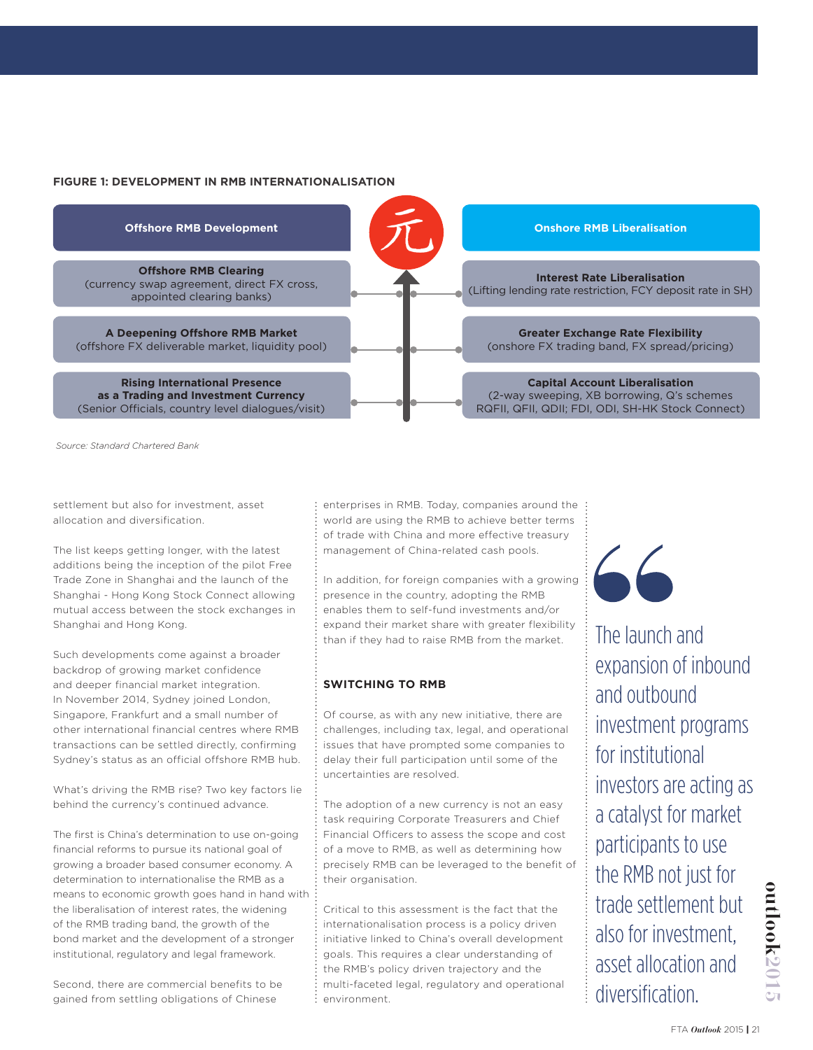**FIGURE 1: DEVELOPMENT IN RMB INTERNATIONALISATION**

| Offshore RMB Development | Onshore RMB Liberalisation |
|---|---|
| **Offshore RMB Clearing** (currency swap agreement, direct FX cross, appointed clearing banks) | **Interest Rate Liberalisation** (Lifting lending rate restriction, FCY deposit rate in SH) |
| **A Deepening Offshore RMB Market** (offshore FX deliverable market, liquidity pool) | **Greater Exchange Rate Flexibility** (onshore FX trading band, FX spread/pricing) |
| **Rising International Presence as a Trading and Investment Currency** (Senior Officials, country level dialogues/visit) | **Capital Account Liberalisation** (2-way sweeping, XB borrowing, Q's schemes RQFII, QFII, QDII; FDI, ODI, SH-HK Stock Connect) |

*Source: Standard Chartered Bank*

settlement but also for investment, asset allocation and diversification.

The list keeps getting longer, with the latest additions being the inception of the pilot Free Trade Zone in Shanghai and the launch of the Shanghai - Hong Kong Stock Connect allowing mutual access between the stock exchanges in Shanghai and Hong Kong.

Such developments come against a broader backdrop of growing market confidence and deeper financial market integration. In November 2014, Sydney joined London, Singapore, Frankfurt and a small number of other international financial centres where RMB transactions can be settled directly, confirming Sydney's status as an official offshore RMB hub.

What's driving the RMB rise? Two key factors lie behind the currency's continued advance.

The first is China's determination to use on-going financial reforms to pursue its national goal of growing a broader based consumer economy. A determination to internationalise the RMB as a means to economic growth goes hand in hand with the liberalisation of interest rates, the widening of the RMB trading band, the growth of the bond market and the development of a stronger institutional, regulatory and legal framework.

Second, there are commercial benefits to be gained from settling obligations of Chinese enterprises in RMB. Today, companies around the world are using the RMB to achieve better terms of trade with China and more effective treasury management of China-related cash pools.

In addition, for foreign companies with a growing presence in the country, adopting the RMB enables them to self-fund investments and/or expand their market share with greater flexibility than if they had to raise RMB from the market.

## SWITCHING TO RMB

Of course, as with any new initiative, there are challenges, including tax, legal, and operational issues that have prompted some companies to delay their full participation until some of the uncertainties are resolved.

The adoption of a new currency is not an easy task requiring Corporate Treasurers and Chief Financial Officers to assess the scope and cost of a move to RMB, as well as determining how precisely RMB can be leveraged to the benefit of their organisation.

Critical to this assessment is the fact that the internationalisation process is a policy driven initiative linked to China's overall development goals. This requires a clear understanding of the RMB's policy driven trajectory and the multi-faceted legal, regulatory and operational environment.

> The launch and expansion of inbound and outbound investment programs for institutional investors are acting as a catalyst for market participants to use the RMB not just for trade settlement but also for investment, asset allocation and diversification.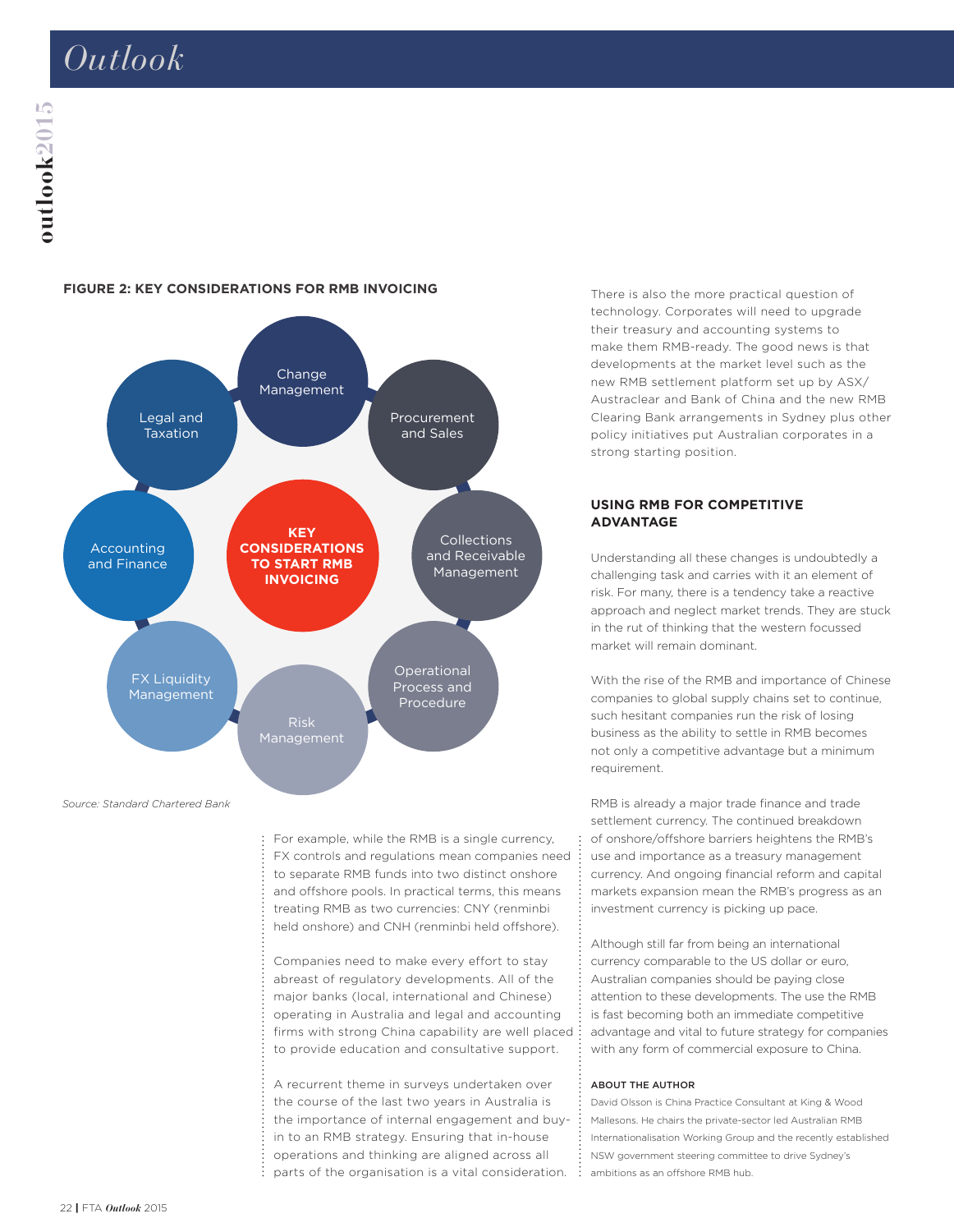**FIGURE 2: KEY CONSIDERATIONS FOR RMB INVOICING**

KEY CONSIDERATIONS TO START RMB INVOICING

Change Management

Procurement and Sales

Collections and Receivable Management

Operational Process and Procedure

Risk Management

FX Liquidity Management

Accounting and Finance

Legal and Taxation

*Source: Standard Chartered Bank*

For example, while the RMB is a single currency, FX controls and regulations mean companies need to separate RMB funds into two distinct onshore and offshore pools. In practical terms, this means treating RMB as two currencies: CNY (renminbi held onshore) and CNH (renminbi held offshore).

Companies need to make every effort to stay abreast of regulatory developments. All of the major banks (local, international and Chinese) operating in Australia and legal and accounting firms with strong China capability are well placed to provide education and consultative support.

A recurrent theme in surveys undertaken over the course of the last two years in Australia is the importance of internal engagement and buy-in to an RMB strategy. Ensuring that in-house operations and thinking are aligned across all parts of the organisation is a vital consideration.

There is also the more practical question of technology. Corporates will need to upgrade their treasury and accounting systems to make them RMB-ready. The good news is that developments at the market level such as the new RMB settlement platform set up by ASX/Austraclear and Bank of China and the new RMB Clearing Bank arrangements in Sydney plus other policy initiatives put Australian corporates in a strong starting position.

## USING RMB FOR COMPETITIVE ADVANTAGE

Understanding all these changes is undoubtedly a challenging task and carries with it an element of risk. For many, there is a tendency take a reactive approach and neglect market trends. They are stuck in the rut of thinking that the western focussed market will remain dominant.

With the rise of the RMB and importance of Chinese companies to global supply chains set to continue, such hesitant companies run the risk of losing business as the ability to settle in RMB becomes not only a competitive advantage but a minimum requirement.

RMB is already a major trade finance and trade settlement currency. The continued breakdown of onshore/offshore barriers heightens the RMB's use and importance as a treasury management currency. And ongoing financial reform and capital markets expansion mean the RMB's progress as an investment currency is picking up pace.

Although still far from being an international currency comparable to the US dollar or euro, Australian companies should be paying close attention to these developments. The use the RMB is fast becoming both an immediate competitive advantage and vital to future strategy for companies with any form of commercial exposure to China.

**ABOUT THE AUTHOR**

David Olsson is China Practice Consultant at King & Wood Mallesons. He chairs the private-sector led Australian RMB Internationalisation Working Group and the recently established NSW government steering committee to drive Sydney's ambitions as an offshore RMB hub.